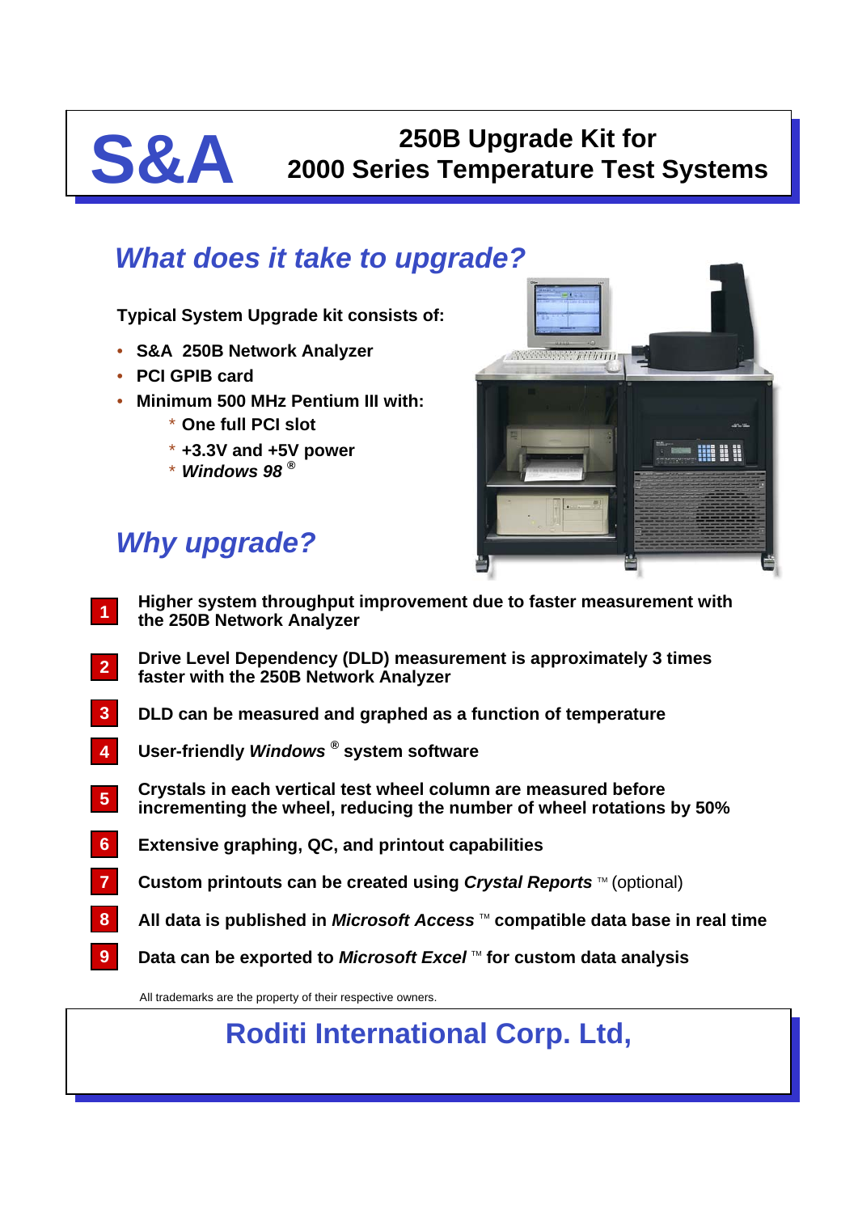# S&A

## 250B Upgrade Kit for 2000 Series Temperature Test Systems

## *What does it take to upgrade?*

**Typical System Upgrade kit consists of:**

- **S&A 250B Network Analyzer**
- **PCI GPIB card**
- **Minimum 500 MHz Pentium III with:**
  - * **One full PCI slot**
  - * **+3.3V and +5V power**
  - * ***Windows 98*** ®

## *Why upgrade?*

1. **Higher system throughput improvement due to faster measurement with the 250B Network Analyzer**
2. **Drive Level Dependency (DLD) measurement is approximately 3 times faster with the 250B Network Analyzer**
3. **DLD can be measured and graphed as a function of temperature**
4. **User-friendly *Windows* ® system software**
5. **Crystals in each vertical test wheel column are measured before incrementing the wheel, reducing the number of wheel rotations by 50%**
6. **Extensive graphing, QC, and printout capabilities**
7. **Custom printouts can be created using *Crystal Reports*** ™ (optional)
8. **All data is published in *Microsoft Access* ™ compatible data base in real time**
9. **Data can be exported to *Microsoft Excel* ™ for custom data analysis**

All trademarks are the property of their respective owners.

## Roditi International Corp. Ltd,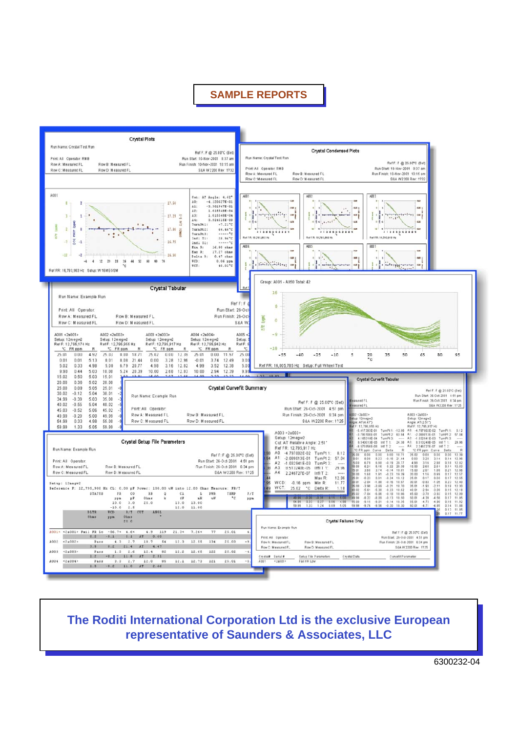# SAMPLE REPORTS

**The Roditi International Corporation Ltd is the exclusive European representative of Saunders & Associates, LLC**

6300232-04